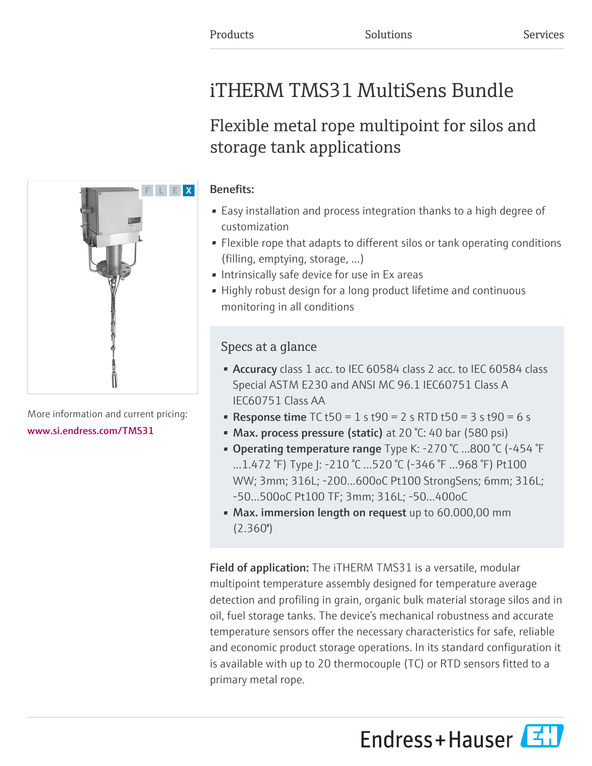Products Solutions Services

# iTHERM TMS31 MultiSens Bundle

## Flexible metal rope multipoint for silos and storage tank applications

More information and current pricing:
www.si.endress.com/TMS31

**Benefits:**

- Easy installation and process integration thanks to a high degree of customization
- Flexible rope that adapts to different silos or tank operating conditions (filling, emptying, storage, ...)
- Intrinsically safe device for use in Ex areas
- Highly robust design for a long product lifetime and continuous monitoring in all conditions

### Specs at a glance

- **Accuracy** class 1 acc. to IEC 60584 class 2 acc. to IEC 60584 class Special ASTM E230 and ANSI MC 96.1 IEC60751 Class A IEC60751 Class AA
- **Response time** TC t50 = 1 s t90 = 2 s RTD t50 = 3 s t90 = 6 s
- **Max. process pressure (static)** at 20 °C: 40 bar (580 psi)
- **Operating temperature range** Type K: -270 °C ...800 °C (-454 °F ...1.472 °F) Type J: -210 °C ...520 °C (-346 °F ...968 °F) Pt100 WW; 3mm; 316L; -200...600oC Pt100 StrongSens; 6mm; 316L; -50...500oC Pt100 TF; 3mm; 316L; -50...400oC
- **Max. immersion length on request** up to 60.000,00 mm (2.360")

**Field of application:** The iTHERM TMS31 is a versatile, modular multipoint temperature assembly designed for temperature average detection and profiling in grain, organic bulk material storage silos and in oil, fuel storage tanks. The device's mechanical robustness and accurate temperature sensors offer the necessary characteristics for safe, reliable and economic product storage operations. In its standard configuration it is available with up to 20 thermocouple (TC) or RTD sensors fitted to a primary metal rope.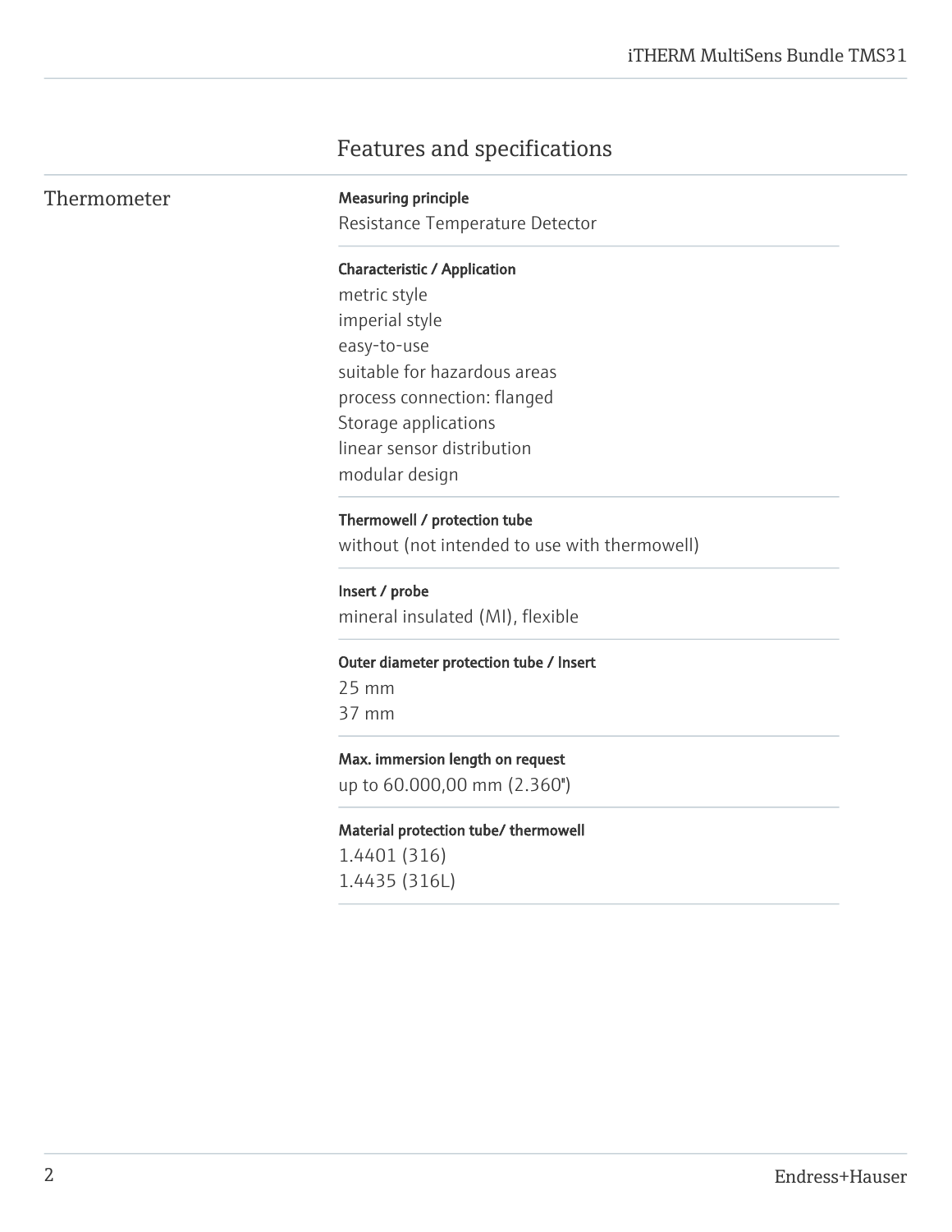# Features and specifications

## Thermometer

**Measuring principle**

Resistance Temperature Detector

**Characteristic / Application**

metric style
imperial style
easy-to-use
suitable for hazardous areas
process connection: flanged
Storage applications
linear sensor distribution
modular design

**Thermowell / protection tube**

without (not intended to use with thermowell)

**Insert / probe**

mineral insulated (MI), flexible

**Outer diameter protection tube / Insert**

25 mm
37 mm

**Max. immersion length on request**

up to 60.000,00 mm (2.360")

**Material protection tube/ thermowell**

1.4401 (316)
1.4435 (316L)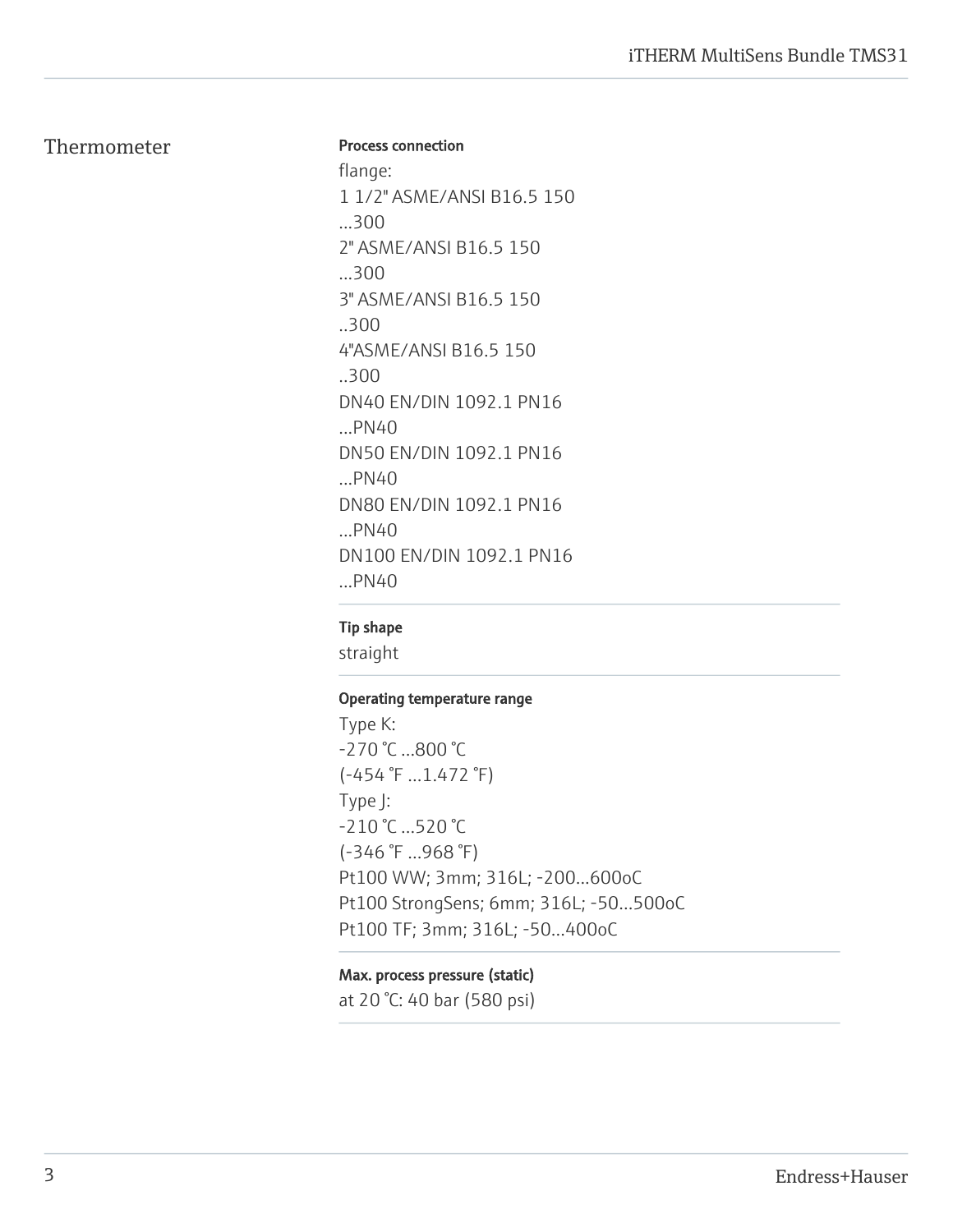## Thermometer

**Process connection**

flange:
1 1/2" ASME/ANSI B16.5 150 ...300
2" ASME/ANSI B16.5 150 ...300
3" ASME/ANSI B16.5 150 ..300
4"ASME/ANSI B16.5 150 ..300
DN40 EN/DIN 1092.1 PN16 ...PN40
DN50 EN/DIN 1092.1 PN16 ...PN40
DN80 EN/DIN 1092.1 PN16 ...PN40
DN100 EN/DIN 1092.1 PN16 ...PN40

**Tip shape**

straight

**Operating temperature range**

Type K:
-270 °C ...800 °C
(-454 °F ...1.472 °F)
Type J:
-210 °C ...520 °C
(-346 °F ...968 °F)
Pt100 WW; 3mm; 316L; -200...600oC
Pt100 StrongSens; 6mm; 316L; -50...500oC
Pt100 TF; 3mm; 316L; -50...400oC

**Max. process pressure (static)**

at 20 °C: 40 bar (580 psi)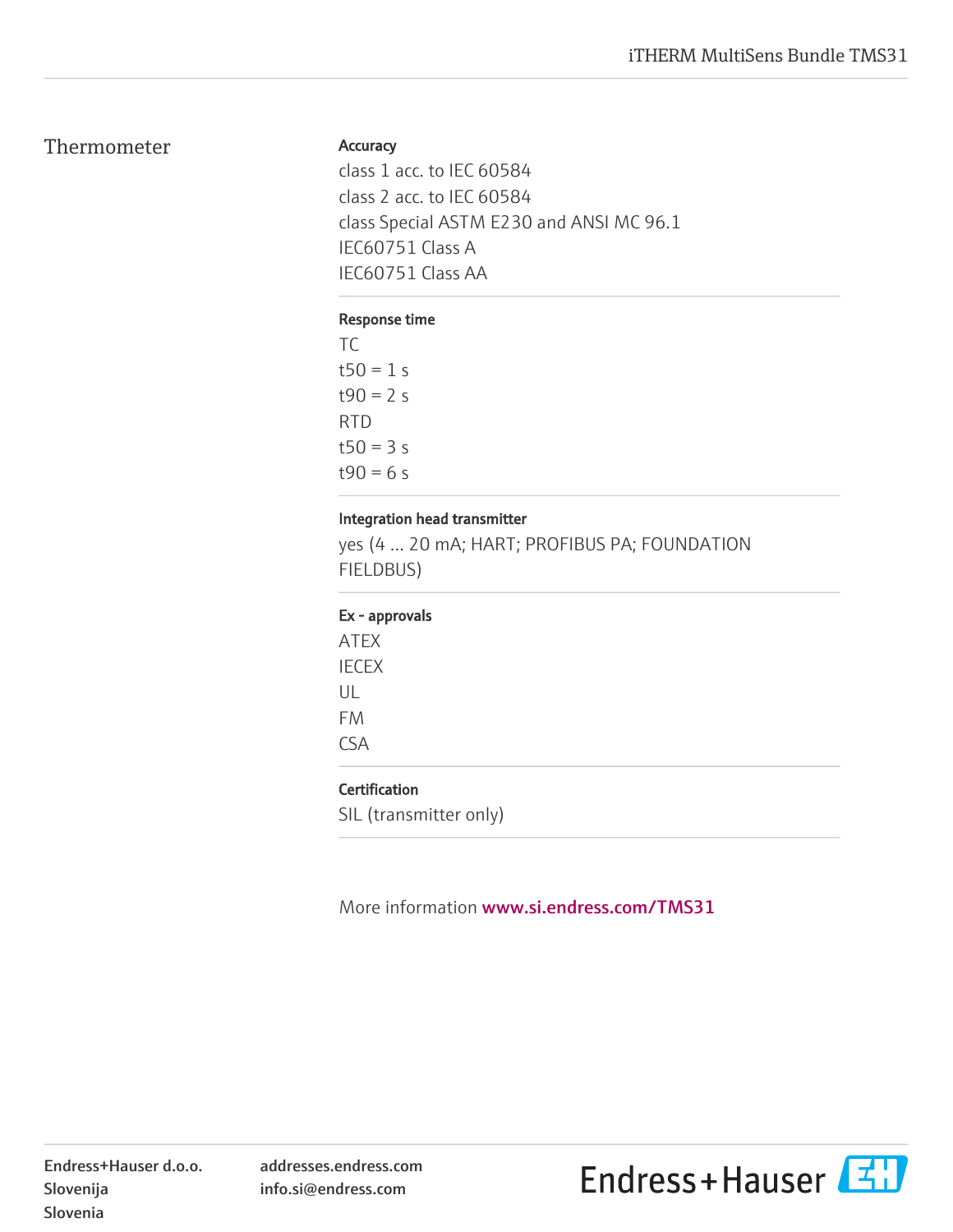## Thermometer

**Accuracy**

class 1 acc. to IEC 60584
class 2 acc. to IEC 60584
class Special ASTM E230 and ANSI MC 96.1
IEC60751 Class A
IEC60751 Class AA

**Response time**

TC
t50 = 1 s
t90 = 2 s
RTD
t50 = 3 s
t90 = 6 s

**Integration head transmitter**

yes (4 ... 20 mA; HART; PROFIBUS PA; FOUNDATION FIELDBUS)

**Ex - approvals**

ATEX
IECEX
UL
FM
CSA

**Certification**

SIL (transmitter only)

More information www.si.endress.com/TMS31

Endress+Hauser d.o.o.
Slovenija
Slovenia

addresses.endress.com
info.si@endress.com

Endress+Hauser